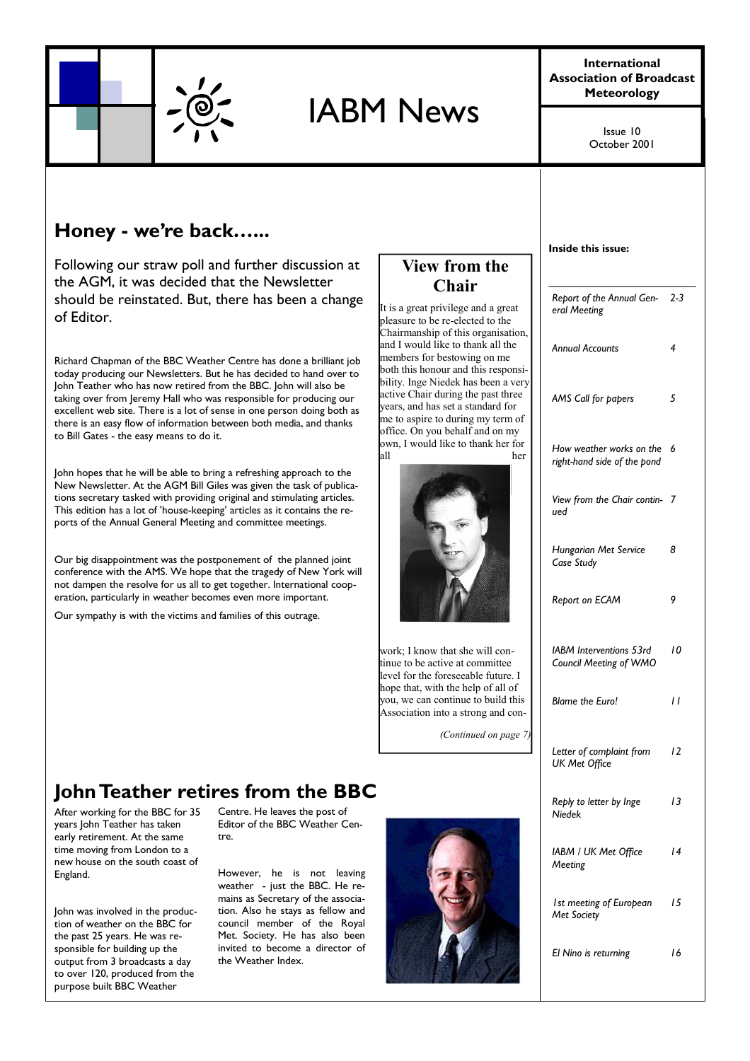# IABM News

**International Association of Broadcast Meteorology**

Issue 10
October 2001

## Honey - we're back…...

Following our straw poll and further discussion at the AGM, it was decided that the Newsletter should be reinstated. But, there has been a change of Editor.

Richard Chapman of the BBC Weather Centre has done a brilliant job today producing our Newsletters. But he has decided to hand over to John Teather who has now retired from the BBC. John will also be taking over from Jeremy Hall who was responsible for producing our excellent web site. There is a lot of sense in one person doing both as there is an easy flow of information between both media, and thanks to Bill Gates - the easy means to do it.

John hopes that he will be able to bring a refreshing approach to the New Newsletter. At the AGM Bill Giles was given the task of publications secretary tasked with providing original and stimulating articles. This edition has a lot of 'house-keeping' articles as it contains the reports of the Annual General Meeting and committee meetings.

Our big disappointment was the postponement of the planned joint conference with the AMS. We hope that the tragedy of New York will not dampen the resolve for us all to get together. International cooperation, particularly in weather becomes even more important.

Our sympathy is with the victims and families of this outrage.

## View from the Chair

It is a great privilege and a great pleasure to be re-elected to the Chairmanship of this organisation, and I would like to thank all the members for bestowing on me both this honour and this responsibility. Inge Niedek has been a very active Chair during the past three years, and has set a standard for me to aspire to during my term of office. On you behalf and on my own, I would like to thank her for all her work; I know that she will continue to be active at committee level for the foreseeable future. I hope that, with the help of all of you, we can continue to build this Association into a strong and con-

*(Continued on page 7)*

**Inside this issue:**

| | |
|---|---|
| *Report of the Annual General Meeting* | *2-3* |
| *Annual Accounts* | *4* |
| *AMS Call for papers* | *5* |
| *How weather works on the right-hand side of the pond* | *6* |
| *View from the Chair continued* | *7* |
| *Hungarian Met Service Case Study* | *8* |
| *Report on ECAM* | *9* |
| *IABM Interventions 53rd Council Meeting of WMO* | *10* |
| *Blame the Euro!* | *11* |
| *Letter of complaint from UK Met Office* | *12* |
| *Reply to letter by Inge Niedek* | *13* |
| *IABM / UK Met Office Meeting* | *14* |
| *1st meeting of European Met Society* | *15* |
| *El Nino is returning* | *16* |

## John Teather retires from the BBC

After working for the BBC for 35 years John Teather has taken early retirement. At the same time moving from London to a new house on the south coast of England.

John was involved in the production of weather on the BBC for the past 25 years. He was responsible for building up the output from 3 broadcasts a day to over 120, produced from the purpose built BBC Weather Centre. He leaves the post of Editor of the BBC Weather Centre.

However, he is not leaving weather - just the BBC. He remains as Secretary of the association. Also he stays as fellow and council member of the Royal Met. Society. He has also been invited to become a director of the Weather Index.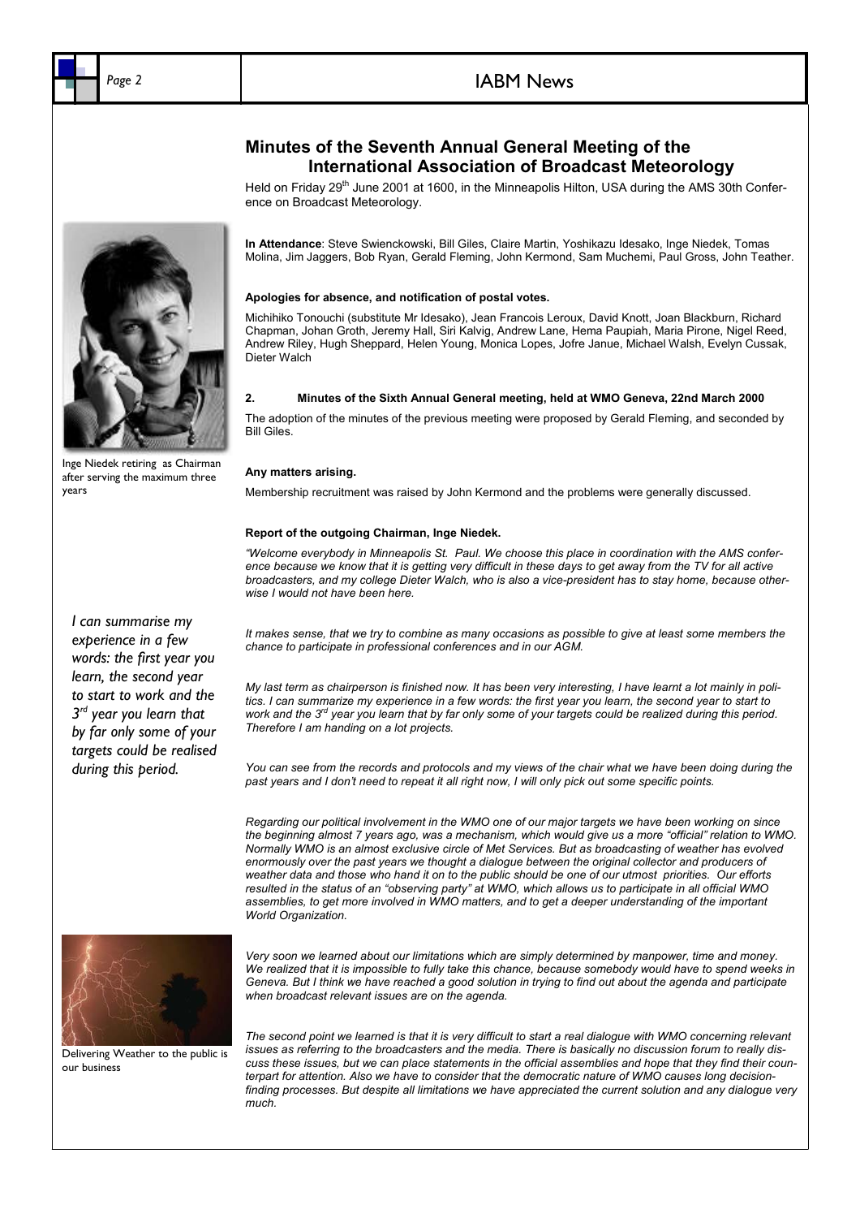## Minutes of the Seventh Annual General Meeting of the International Association of Broadcast Meteorology

Held on Friday 29th June 2001 at 1600, in the Minneapolis Hilton, USA during the AMS 30th Conference on Broadcast Meteorology.

**In Attendance**: Steve Swienckowski, Bill Giles, Claire Martin, Yoshikazu Idesako, Inge Niedek, Tomas Molina, Jim Jaggers, Bob Ryan, Gerald Fleming, John Kermond, Sam Muchemi, Paul Gross, John Teather.

**Apologies for absence, and notification of postal votes.**

Michihiko Tonouchi (substitute Mr Idesako), Jean Francois Leroux, David Knott, Joan Blackburn, Richard Chapman, Johan Groth, Jeremy Hall, Siri Kalvig, Andrew Lane, Hema Paupiah, Maria Pirone, Nigel Reed, Andrew Riley, Hugh Sheppard, Helen Young, Monica Lopes, Jofre Janue, Michael Walsh, Evelyn Cussak, Dieter Walch

**2. Minutes of the Sixth Annual General meeting, held at WMO Geneva, 22nd March 2000**

The adoption of the minutes of the previous meeting were proposed by Gerald Fleming, and seconded by Bill Giles.

Inge Niedek retiring as Chairman after serving the maximum three years

**Any matters arising.**

Membership recruitment was raised by John Kermond and the problems were generally discussed.

**Report of the outgoing Chairman, Inge Niedek.**

*"Welcome everybody in Minneapolis St. Paul. We choose this place in coordination with the AMS conference because we know that it is getting very difficult in these days to get away from the TV for all active broadcasters, and my college Dieter Walch, who is also a vice-president has to stay home, because otherwise I would not have been here.*

*It makes sense, that we try to combine as many occasions as possible to give at least some members the chance to participate in professional conferences and in our AGM.*

*My last term as chairperson is finished now. It has been very interesting, I have learnt a lot mainly in politics. I can summarize my experience in a few words: the first year you learn, the second year to start to work and the 3rd year you learn that by far only some of your targets could be realized during this period. Therefore I am handing on a lot projects.*

*I can summarise my experience in a few words: the first year you learn, the second year to start to work and the 3rd year you learn that by far only some of your targets could be realised during this period.*

*You can see from the records and protocols and my views of the chair what we have been doing during the past years and I don't need to repeat it all right now, I will only pick out some specific points.*

*Regarding our political involvement in the WMO one of our major targets we have been working on since the beginning almost 7 years ago, was a mechanism, which would give us a more "official" relation to WMO. Normally WMO is an almost exclusive circle of Met Services. But as broadcasting of weather has evolved enormously over the past years we thought a dialogue between the original collector and producers of weather data and those who hand it on to the public should be one of our utmost priorities. Our efforts resulted in the status of an "observing party" at WMO, which allows us to participate in all official WMO assemblies, to get more involved in WMO matters, and to get a deeper understanding of the important World Organization.*

*Very soon we learned about our limitations which are simply determined by manpower, time and money. We realized that it is impossible to fully take this chance, because somebody would have to spend weeks in Geneva. But I think we have reached a good solution in trying to find out about the agenda and participate when broadcast relevant issues are on the agenda.*

Delivering Weather to the public is our business

*The second point we learned is that it is very difficult to start a real dialogue with WMO concerning relevant issues as referring to the broadcasters and the media. There is basically no discussion forum to really discuss these issues, but we can place statements in the official assemblies and hope that they find their counterpart for attention. Also we have to consider that the democratic nature of WMO causes long decision-finding processes. But despite all limitations we have appreciated the current solution and any dialogue very much.*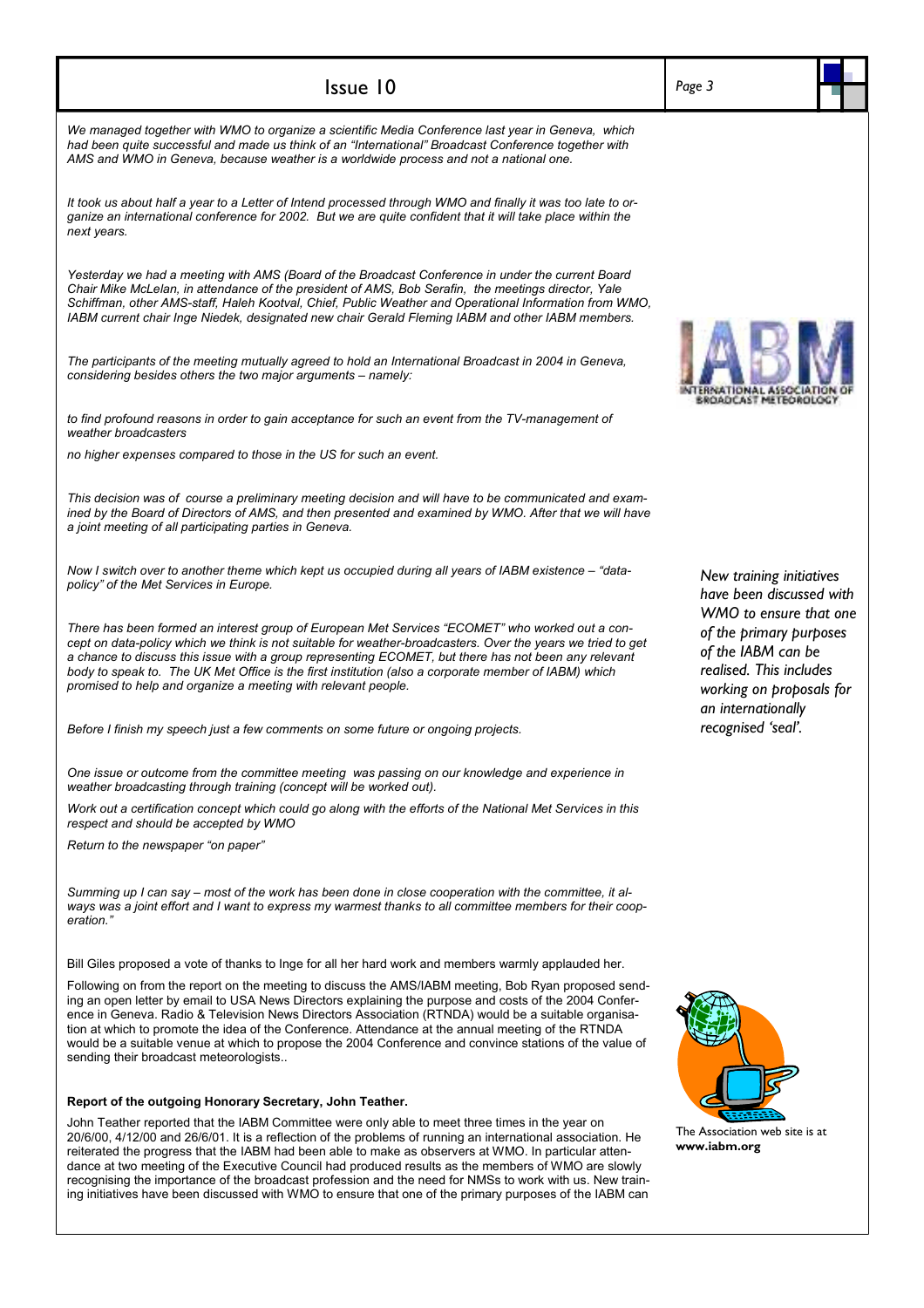*We managed together with WMO to organize a scientific Media Conference last year in Geneva, which had been quite successful and made us think of an "International" Broadcast Conference together with AMS and WMO in Geneva, because weather is a worldwide process and not a national one.*

*It took us about half a year to a Letter of Intend processed through WMO and finally it was too late to organize an international conference for 2002. But we are quite confident that it will take place within the next years.*

*Yesterday we had a meeting with AMS (Board of the Broadcast Conference in under the current Board Chair Mike McLelan, in attendance of the president of AMS, Bob Serafin, the meetings director, Yale Schiffman, other AMS-staff, Haleh Kootval, Chief, Public Weather and Operational Information from WMO, IABM current chair Inge Niedek, designated new chair Gerald Fleming IABM and other IABM members.*

*The participants of the meeting mutually agreed to hold an International Broadcast in 2004 in Geneva, considering besides others the two major arguments – namely:*

*to find profound reasons in order to gain acceptance for such an event from the TV-management of weather broadcasters*

*no higher expenses compared to those in the US for such an event.*

*This decision was of course a preliminary meeting decision and will have to be communicated and examined by the Board of Directors of AMS, and then presented and examined by WMO. After that we will have a joint meeting of all participating parties in Geneva.*

*Now I switch over to another theme which kept us occupied during all years of IABM existence – "data-policy" of the Met Services in Europe.*

*There has been formed an interest group of European Met Services "ECOMET" who worked out a concept on data-policy which we think is not suitable for weather-broadcasters. Over the years we tried to get a chance to discuss this issue with a group representing ECOMET, but there has not been any relevant body to speak to. The UK Met Office is the first institution (also a corporate member of IABM) which promised to help and organize a meeting with relevant people.*

*Before I finish my speech just a few comments on some future or ongoing projects.*

*One issue or outcome from the committee meeting was passing on our knowledge and experience in weather broadcasting through training (concept will be worked out).*

*Work out a certification concept which could go along with the efforts of the National Met Services in this respect and should be accepted by WMO*

*Return to the newspaper "on paper"*

*Summing up I can say – most of the work has been done in close cooperation with the committee, it always was a joint effort and I want to express my warmest thanks to all committee members for their cooperation."*

Bill Giles proposed a vote of thanks to Inge for all her hard work and members warmly applauded her.

Following on from the report on the meeting to discuss the AMS/IABM meeting, Bob Ryan proposed sending an open letter by email to USA News Directors explaining the purpose and costs of the 2004 Conference in Geneva. Radio & Television News Directors Association (RTNDA) would be a suitable organisation at which to promote the idea of the Conference. Attendance at the annual meeting of the RTNDA would be a suitable venue at which to propose the 2004 Conference and convince stations of the value of sending their broadcast meteorologists..

**Report of the outgoing Honorary Secretary, John Teather.**

John Teather reported that the IABM Committee were only able to meet three times in the year on 20/6/00, 4/12/00 and 26/6/01. It is a reflection of the problems of running an international association. He reiterated the progress that the IABM had been able to make as observers at WMO. In particular attendance at two meeting of the Executive Council had produced results as the members of WMO are slowly recognising the importance of the broadcast profession and the need for NMSs to work with us. New training initiatives have been discussed with WMO to ensure that one of the primary purposes of the IABM can

*New training initiatives have been discussed with WMO to ensure that one of the primary purposes of the IABM can be realised. This includes working on proposals for an internationally recognised 'seal'.*

The Association web site is at **www.iabm.org**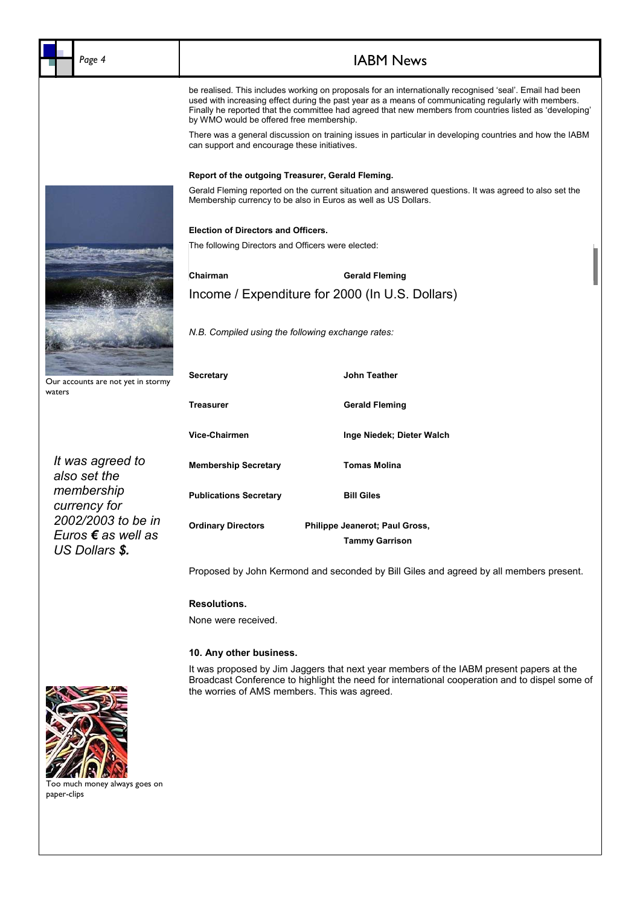be realised. This includes working on proposals for an internationally recognised 'seal'. Email had been used with increasing effect during the past year as a means of communicating regularly with members. Finally he reported that the committee had agreed that new members from countries listed as 'developing' by WMO would be offered free membership.

There was a general discussion on training issues in particular in developing countries and how the IABM can support and encourage these initiatives.

**Report of the outgoing Treasurer, Gerald Fleming.**

Gerald Fleming reported on the current situation and answered questions. It was agreed to also set the Membership currency to be also in Euros as well as US Dollars.

**Election of Directors and Officers.**

The following Directors and Officers were elected:

| | |
|---|---|
| **Chairman** | **Gerald Fleming** |
| **Secretary** | **John Teather** |
| **Treasurer** | **Gerald Fleming** |
| **Vice-Chairmen** | **Inge Niedek; Dieter Walch** |
| **Membership Secretary** | **Tomas Molina** |
| **Publications Secretary** | **Bill Giles** |
| **Ordinary Directors** | **Philippe Jeanerot; Paul Gross, Tammy Garrison** |

Income / Expenditure for 2000 (In U.S. Dollars)

*N.B. Compiled using the following exchange rates:*

Proposed by John Kermond and seconded by Bill Giles and agreed by all members present.

**Resolutions.**

None were received.

**10. Any other business.**

It was proposed by Jim Jaggers that next year members of the IABM present papers at the Broadcast Conference to highlight the need for international cooperation and to dispel some of the worries of AMS members. This was agreed.

Our accounts are not yet in stormy waters

*It was agreed to also set the membership currency for 2002/2003 to be in Euros* ***€*** *as well as US Dollars* ***$.***

Too much money always goes on paper-clips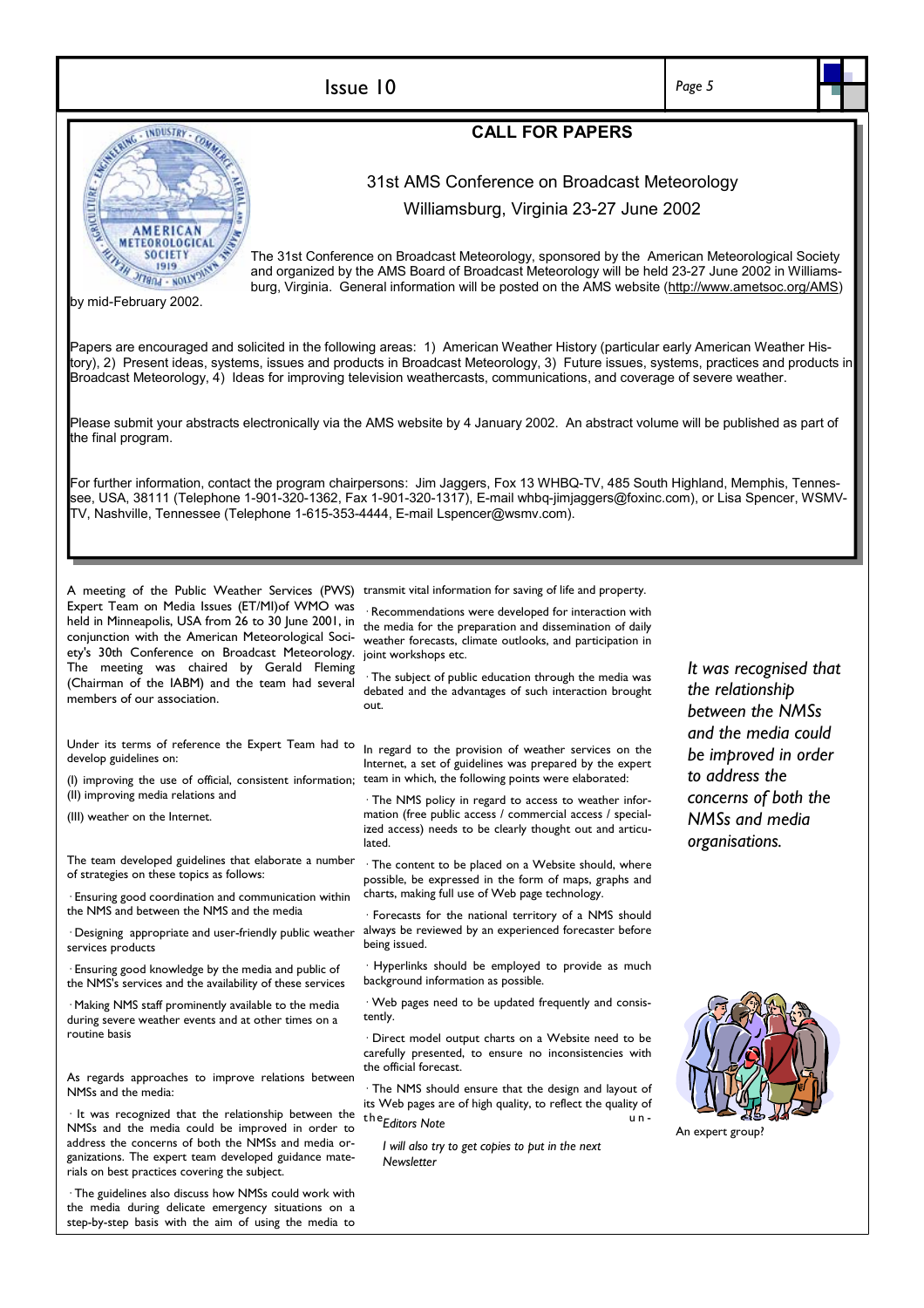## CALL FOR PAPERS

31st AMS Conference on Broadcast Meteorology

Williamsburg, Virginia 23-27 June 2002

The 31st Conference on Broadcast Meteorology, sponsored by the American Meteorological Society and organized by the AMS Board of Broadcast Meteorology will be held 23-27 June 2002 in Williamsburg, Virginia. General information will be posted on the AMS website (http://www.ametsoc.org/AMS) by mid-February 2002.

Papers are encouraged and solicited in the following areas: 1) American Weather History (particular early American Weather History), 2) Present ideas, systems, issues and products in Broadcast Meteorology, 3) Future issues, systems, practices and products in Broadcast Meteorology, 4) Ideas for improving television weathercasts, communications, and coverage of severe weather.

Please submit your abstracts electronically via the AMS website by 4 January 2002. An abstract volume will be published as part of the final program.

For further information, contact the program chairpersons: Jim Jaggers, Fox 13 WHBQ-TV, 485 South Highland, Memphis, Tennessee, USA, 38111 (Telephone 1-901-320-1362, Fax 1-901-320-1317), E-mail whbq-jimjaggers@foxinc.com), or Lisa Spencer, WSMV-TV, Nashville, Tennessee (Telephone 1-615-353-4444, E-mail Lspencer@wsmv.com).

A meeting of the Public Weather Services (PWS) Expert Team on Media Issues (ET/MI)of WMO was held in Minneapolis, USA from 26 to 30 June 2001, in conjunction with the American Meteorological Society's 30th Conference on Broadcast Meteorology. The meeting was chaired by Gerald Fleming (Chairman of the IABM) and the team had several members of our association.

Under its terms of reference the Expert Team had to develop guidelines on:

(I) improving the use of official, consistent information;

(II) improving media relations and

(III) weather on the Internet.

The team developed guidelines that elaborate a number of strategies on these topics as follows:

· Ensuring good coordination and communication within the NMS and between the NMS and the media

· Designing appropriate and user-friendly public weather services products

· Ensuring good knowledge by the media and public of the NMS's services and the availability of these services

· Making NMS staff prominently available to the media during severe weather events and at other times on a routine basis

As regards approaches to improve relations between NMSs and the media:

· It was recognized that the relationship between the NMSs and the media could be improved in order to address the concerns of both the NMSs and media organizations. The expert team developed guidance materials on best practices covering the subject.

· The guidelines also discuss how NMSs could work with the media during delicate emergency situations on a step-by-step basis with the aim of using the media to transmit vital information for saving of life and property.

· Recommendations were developed for interaction with the media for the preparation and dissemination of daily weather forecasts, climate outlooks, and participation in joint workshops etc.

· The subject of public education through the media was debated and the advantages of such interaction brought out.

In regard to the provision of weather services on the Internet, a set of guidelines was prepared by the expert team in which, the following points were elaborated:

· The NMS policy in regard to access to weather information (free public access / commercial access / specialized access) needs to be clearly thought out and articulated.

· The content to be placed on a Website should, where possible, be expressed in the form of maps, graphs and charts, making full use of Web page technology.

· Forecasts for the national territory of a NMS should always be reviewed by an experienced forecaster before being issued.

· Hyperlinks should be employed to provide as much background information as possible.

· Web pages need to be updated frequently and consistently.

· Direct model output charts on a Website need to be carefully presented, to ensure no inconsistencies with the official forecast.

· The NMS should ensure that the design and layout of its Web pages are of high quality, to reflect the quality of the un-

*Editors Note*

*I will also try to get copies to put in the next Newsletter*

*It was recognised that the relationship between the NMSs and the media could be improved in order to address the concerns of both the NMSs and media organisations.*

An expert group?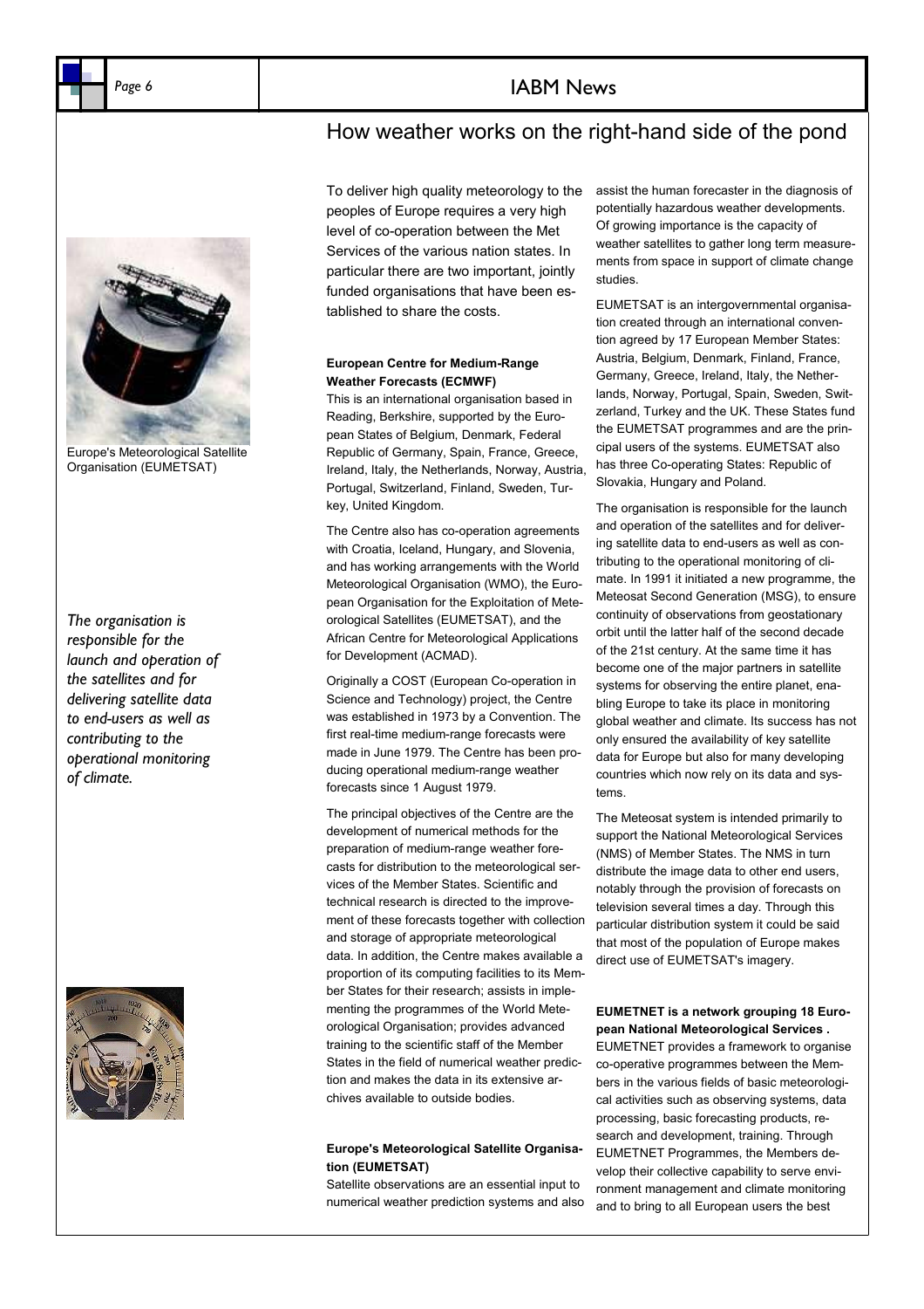# How weather works on the right-hand side of the pond

Europe's Meteorological Satellite Organisation (EUMETSAT)

*The organisation is responsible for the launch and operation of the satellites and for delivering satellite data to end-users as well as contributing to the operational monitoring of climate.*

To deliver high quality meteorology to the peoples of Europe requires a very high level of co-operation between the Met Services of the various nation states. In particular there are two important, jointly funded organisations that have been established to share the costs.

**European Centre for Medium-Range Weather Forecasts (ECMWF)**

This is an international organisation based in Reading, Berkshire, supported by the European States of Belgium, Denmark, Federal Republic of Germany, Spain, France, Greece, Ireland, Italy, the Netherlands, Norway, Austria, Portugal, Switzerland, Finland, Sweden, Turkey, United Kingdom.

The Centre also has co-operation agreements with Croatia, Iceland, Hungary, and Slovenia, and has working arrangements with the World Meteorological Organisation (WMO), the European Organisation for the Exploitation of Meteorological Satellites (EUMETSAT), and the African Centre for Meteorological Applications for Development (ACMAD).

Originally a COST (European Co-operation in Science and Technology) project, the Centre was established in 1973 by a Convention. The first real-time medium-range forecasts were made in June 1979. The Centre has been producing operational medium-range weather forecasts since 1 August 1979.

The principal objectives of the Centre are the development of numerical methods for the preparation of medium-range weather forecasts for distribution to the meteorological services of the Member States. Scientific and technical research is directed to the improvement of these forecasts together with collection and storage of appropriate meteorological data. In addition, the Centre makes available a proportion of its computing facilities to its Member States for their research; assists in implementing the programmes of the World Meteorological Organisation; provides advanced training to the scientific staff of the Member States in the field of numerical weather prediction and makes the data in its extensive archives available to outside bodies.

**Europe's Meteorological Satellite Organisation (EUMETSAT)**

Satellite observations are an essential input to numerical weather prediction systems and also assist the human forecaster in the diagnosis of potentially hazardous weather developments. Of growing importance is the capacity of weather satellites to gather long term measurements from space in support of climate change studies.

EUMETSAT is an intergovernmental organisation created through an international convention agreed by 17 European Member States: Austria, Belgium, Denmark, Finland, France, Germany, Greece, Ireland, Italy, the Netherlands, Norway, Portugal, Spain, Sweden, Switzerland, Turkey and the UK. These States fund the EUMETSAT programmes and are the principal users of the systems. EUMETSAT also has three Co-operating States: Republic of Slovakia, Hungary and Poland.

The organisation is responsible for the launch and operation of the satellites and for delivering satellite data to end-users as well as contributing to the operational monitoring of climate. In 1991 it initiated a new programme, the Meteosat Second Generation (MSG), to ensure continuity of observations from geostationary orbit until the latter half of the second decade of the 21st century. At the same time it has become one of the major partners in satellite systems for observing the entire planet, enabling Europe to take its place in monitoring global weather and climate. Its success has not only ensured the availability of key satellite data for Europe but also for many developing countries which now rely on its data and systems.

The Meteosat system is intended primarily to support the National Meteorological Services (NMS) of Member States. The NMS in turn distribute the image data to other end users, notably through the provision of forecasts on television several times a day. Through this particular distribution system it could be said that most of the population of Europe makes direct use of EUMETSAT's imagery.

**EUMETNET is a network grouping 18 European National Meteorological Services .**

EUMETNET provides a framework to organise co-operative programmes between the Members in the various fields of basic meteorological activities such as observing systems, data processing, basic forecasting products, research and development, training. Through EUMETNET Programmes, the Members develop their collective capability to serve environment management and climate monitoring and to bring to all European users the best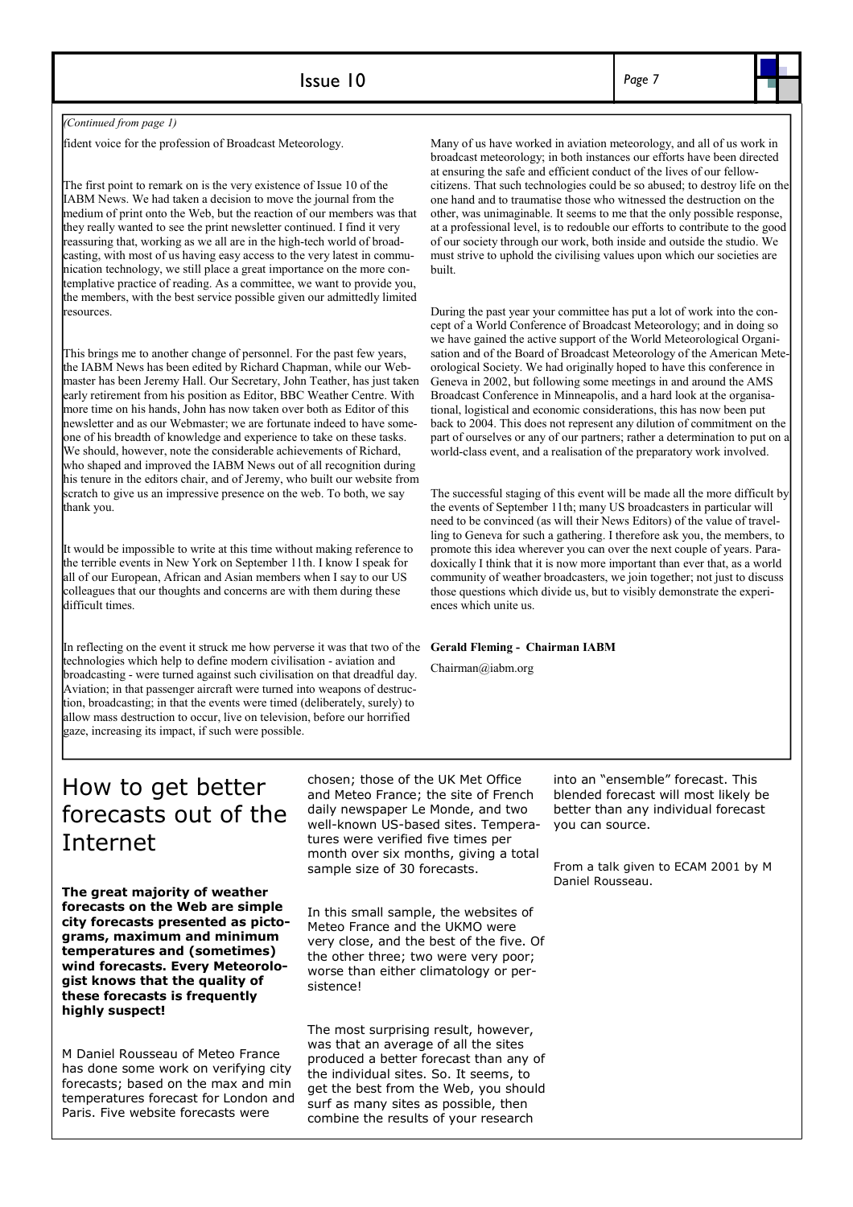*(Continued from page 1)*

fident voice for the profession of Broadcast Meteorology.

The first point to remark on is the very existence of Issue 10 of the IABM News. We had taken a decision to move the journal from the medium of print onto the Web, but the reaction of our members was that they really wanted to see the print newsletter continued. I find it very reassuring that, working as we all are in the high-tech world of broadcasting, with most of us having easy access to the very latest in communication technology, we still place a great importance on the more contemplative practice of reading. As a committee, we want to provide you, the members, with the best service possible given our admittedly limited resources.

This brings me to another change of personnel. For the past few years, the IABM News has been edited by Richard Chapman, while our Webmaster has been Jeremy Hall. Our Secretary, John Teather, has just taken early retirement from his position as Editor, BBC Weather Centre. With more time on his hands, John has now taken over both as Editor of this newsletter and as our Webmaster; we are fortunate indeed to have someone of his breadth of knowledge and experience to take on these tasks. We should, however, note the considerable achievements of Richard, who shaped and improved the IABM News out of all recognition during his tenure in the editors chair, and of Jeremy, who built our website from scratch to give us an impressive presence on the web. To both, we say thank you.

It would be impossible to write at this time without making reference to the terrible events in New York on September 11th. I know I speak for all of our European, African and Asian members when I say to our US colleagues that our thoughts and concerns are with them during these difficult times.

In reflecting on the event it struck me how perverse it was that two of the technologies which help to define modern civilisation - aviation and broadcasting - were turned against such civilisation on that dreadful day. Aviation; in that passenger aircraft were turned into weapons of destruction, broadcasting; in that the events were timed (deliberately, surely) to allow mass destruction to occur, live on television, before our horrified gaze, increasing its impact, if such were possible.

Many of us have worked in aviation meteorology, and all of us work in broadcast meteorology; in both instances our efforts have been directed at ensuring the safe and efficient conduct of the lives of our fellow-citizens. That such technologies could be so abused; to destroy life on the one hand and to traumatise those who witnessed the destruction on the other, was unimaginable. It seems to me that the only possible response, at a professional level, is to redouble our efforts to contribute to the good of our society through our work, both inside and outside the studio. We must strive to uphold the civilising values upon which our societies are built.

During the past year your committee has put a lot of work into the concept of a World Conference of Broadcast Meteorology; and in doing so we have gained the active support of the World Meteorological Organisation and of the Board of Broadcast Meteorology of the American Meteorological Society. We had originally hoped to have this conference in Geneva in 2002, but following some meetings in and around the AMS Broadcast Conference in Minneapolis, and a hard look at the organisational, logistical and economic considerations, this has now been put back to 2004. This does not represent any dilution of commitment on the part of ourselves or any of our partners; rather a determination to put on a world-class event, and a realisation of the preparatory work involved.

The successful staging of this event will be made all the more difficult by the events of September 11th; many US broadcasters in particular will need to be convinced (as will their News Editors) of the value of travelling to Geneva for such a gathering. I therefore ask you, the members, to promote this idea wherever you can over the next couple of years. Paradoxically I think that it is now more important than ever that, as a world community of weather broadcasters, we join together; not just to discuss those questions which divide us, but to visibly demonstrate the experiences which unite us.

**Gerald Fleming - Chairman IABM**

Chairman@iabm.org

# How to get better forecasts out of the Internet

**The great majority of weather forecasts on the Web are simple city forecasts presented as pictograms, maximum and minimum temperatures and (sometimes) wind forecasts. Every Meteorologist knows that the quality of these forecasts is frequently highly suspect!**

M Daniel Rousseau of Meteo France has done some work on verifying city forecasts; based on the max and min temperatures forecast for London and Paris. Five website forecasts were chosen; those of the UK Met Office and Meteo France; the site of French daily newspaper Le Monde, and two well-known US-based sites. Temperatures were verified five times per month over six months, giving a total sample size of 30 forecasts.

In this small sample, the websites of Meteo France and the UKMO were very close, and the best of the five. Of the other three; two were very poor; worse than either climatology or persistence!

The most surprising result, however, was that an average of all the sites produced a better forecast than any of the individual sites. So. It seems, to get the best from the Web, you should surf as many sites as possible, then combine the results of your research into an "ensemble" forecast. This blended forecast will most likely be better than any individual forecast you can source.

From a talk given to ECAM 2001 by M Daniel Rousseau.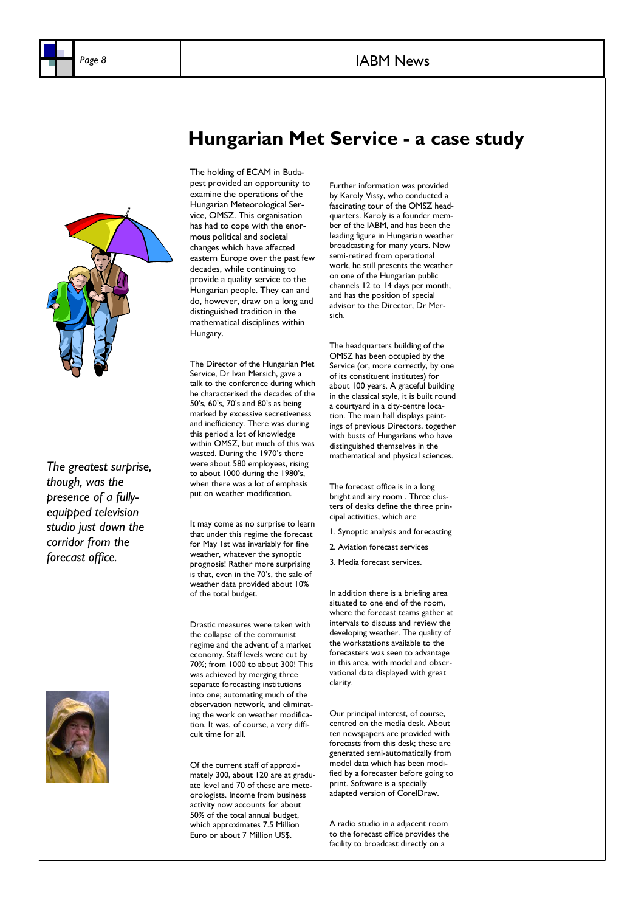# Hungarian Met Service - a case study

*The greatest surprise, though, was the presence of a fully-equipped television studio just down the corridor from the forecast office.*

The holding of ECAM in Budapest provided an opportunity to examine the operations of the Hungarian Meteorological Service, OMSZ. This organisation has had to cope with the enormous political and societal changes which have affected eastern Europe over the past few decades, while continuing to provide a quality service to the Hungarian people. They can and do, however, draw on a long and distinguished tradition in the mathematical disciplines within Hungary.

The Director of the Hungarian Met Service, Dr Ivan Mersich, gave a talk to the conference during which he characterised the decades of the 50's, 60's, 70's and 80's as being marked by excessive secretiveness and inefficiency. There was during this period a lot of knowledge within OMSZ, but much of this was wasted. During the 1970's there were about 580 employees, rising to about 1000 during the 1980's, when there was a lot of emphasis put on weather modification.

It may come as no surprise to learn that under this regime the forecast for May 1st was invariably for fine weather, whatever the synoptic prognosis! Rather more surprising is that, even in the 70's, the sale of weather data provided about 10% of the total budget.

Drastic measures were taken with the collapse of the communist regime and the advent of a market economy. Staff levels were cut by 70%; from 1000 to about 300! This was achieved by merging three separate forecasting institutions into one; automating much of the observation network, and eliminating the work on weather modification. It was, of course, a very difficult time for all.

Of the current staff of approximately 300, about 120 are at graduate level and 70 of these are meteorologists. Income from business activity now accounts for about 50% of the total annual budget, which approximates 7.5 Million Euro or about 7 Million US$.

Further information was provided by Karoly Vissy, who conducted a fascinating tour of the OMSZ headquarters. Karoly is a founder member of the IABM, and has been the leading figure in Hungarian weather broadcasting for many years. Now semi-retired from operational work, he still presents the weather on one of the Hungarian public channels 12 to 14 days per month, and has the position of special advisor to the Director, Dr Mersich.

The headquarters building of the OMSZ has been occupied by the Service (or, more correctly, by one of its constituent institutes) for about 100 years. A graceful building in the classical style, it is built round a courtyard in a city-centre location. The main hall displays paintings of previous Directors, together with busts of Hungarians who have distinguished themselves in the mathematical and physical sciences.

The forecast office is in a long bright and airy room . Three clusters of desks define the three principal activities, which are

1. Synoptic analysis and forecasting
2. Aviation forecast services
3. Media forecast services.

In addition there is a briefing area situated to one end of the room, where the forecast teams gather at intervals to discuss and review the developing weather. The quality of the workstations available to the forecasters was seen to advantage in this area, with model and observational data displayed with great clarity.

Our principal interest, of course, centred on the media desk. About ten newspapers are provided with forecasts from this desk; these are generated semi-automatically from model data which has been modified by a forecaster before going to print. Software is a specially adapted version of CorelDraw.

A radio studio in a adjacent room to the forecast office provides the facility to broadcast directly on a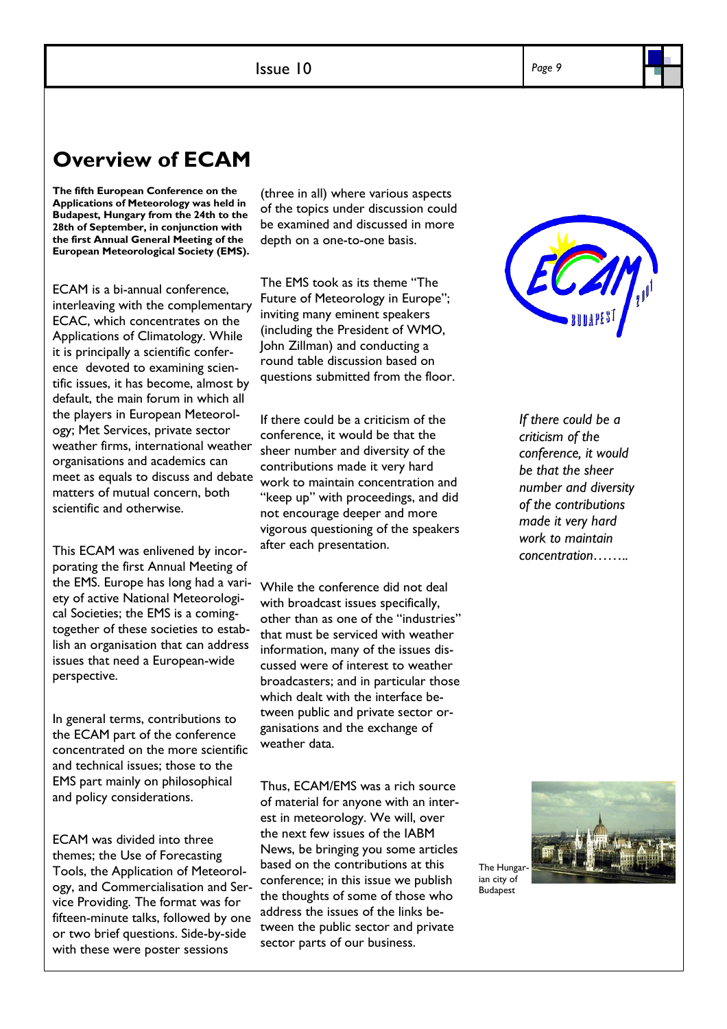# Overview of ECAM

**The fifth European Conference on the Applications of Meteorology was held in Budapest, Hungary from the 24th to the 28th of September, in conjunction with the first Annual General Meeting of the European Meteorological Society (EMS).**

ECAM is a bi-annual conference, interleaving with the complementary ECAC, which concentrates on the Applications of Climatology. While it is principally a scientific conference devoted to examining scientific issues, it has become, almost by default, the main forum in which all the players in European Meteorology; Met Services, private sector weather firms, international weather organisations and academics can meet as equals to discuss and debate matters of mutual concern, both scientific and otherwise.

This ECAM was enlivened by incorporating the first Annual Meeting of the EMS. Europe has long had a variety of active National Meteorological Societies; the EMS is a coming-together of these societies to establish an organisation that can address issues that need a European-wide perspective.

In general terms, contributions to the ECAM part of the conference concentrated on the more scientific and technical issues; those to the EMS part mainly on philosophical and policy considerations.

ECAM was divided into three themes; the Use of Forecasting Tools, the Application of Meteorology, and Commercialisation and Service Providing. The format was for fifteen-minute talks, followed by one or two brief questions. Side-by-side with these were poster sessions (three in all) where various aspects of the topics under discussion could be examined and discussed in more depth on a one-to-one basis.

The EMS took as its theme "The Future of Meteorology in Europe"; inviting many eminent speakers (including the President of WMO, John Zillman) and conducting a round table discussion based on questions submitted from the floor.

If there could be a criticism of the conference, it would be that the sheer number and diversity of the contributions made it very hard work to maintain concentration and "keep up" with proceedings, and did not encourage deeper and more vigorous questioning of the speakers after each presentation.

While the conference did not deal with broadcast issues specifically, other than as one of the "industries" that must be serviced with weather information, many of the issues discussed were of interest to weather broadcasters; and in particular those which dealt with the interface between public and private sector organisations and the exchange of weather data.

Thus, ECAM/EMS was a rich source of material for anyone with an interest in meteorology. We will, over the next few issues of the IABM News, be bringing you some articles based on the contributions at this conference; in this issue we publish the thoughts of some of those who address the issues of the links between the public sector and private sector parts of our business.

*If there could be a criticism of the conference, it would be that the sheer number and diversity of the contributions made it very hard work to maintain concentration……..*

The Hungarian city of Budapest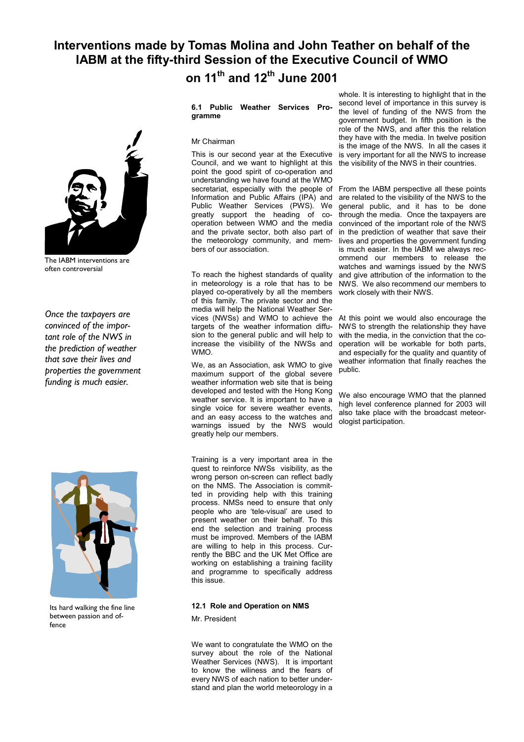# Interventions made by Tomas Molina and John Teather on behalf of the IABM at the fifty-third Session of the Executive Council of WMO on 11th and 12th June 2001

The IABM interventions are often controversial

*Once the taxpayers are convinced of the important role of the NWS in the prediction of weather that save their lives and properties the government funding is much easier.*

Its hard walking the fine line between passion and offence

**6.1 Public Weather Services Programme**

Mr Chairman

This is our second year at the Executive Council, and we want to highlight at this point the good spirit of co-operation and understanding we have found at the WMO secretariat, especially with the people of Information and Public Affairs (IPA) and Public Weather Services (PWS). We greatly support the heading of co-operation between WMO and the media and the private sector, both also part of the meteorology community, and members of our association.

To reach the highest standards of quality in meteorology is a role that has to be played co-operatively by all the members of this family. The private sector and the media will help the National Weather Services (NWSs) and WMO to achieve the targets of the weather information diffusion to the general public and will help to increase the visibility of the NWSs and WMO.

We, as an Association, ask WMO to give maximum support of the global severe weather information web site that is being developed and tested with the Hong Kong weather service. It is important to have a single voice for severe weather events, and an easy access to the watches and warnings issued by the NWS would greatly help our members.

Training is a very important area in the quest to reinforce NWSs visibility, as the wrong person on-screen can reflect badly on the NMS. The Association is committed in providing help with this training process. NMSs need to ensure that only people who are 'tele-visual' are used to present weather on their behalf. To this end the selection and training process must be improved. Members of the IABM are willing to help in this process. Currently the BBC and the UK Met Office are working on establishing a training facility and programme to specifically address this issue.

**12.1 Role and Operation on NMS**

Mr. President

We want to congratulate the WMO on the survey about the role of the National Weather Services (NWS). It is important to know the wiliness and the fears of every NWS of each nation to better understand and plan the world meteorology in a whole. It is interesting to highlight that in the second level of importance in this survey is the level of funding of the NWS from the government budget. In fifth position is the role of the NWS, and after this the relation they have with the media. In twelve position is the image of the NWS. In all the cases it is very important for all the NWS to increase the visibility of the NWS in their countries.

From the IABM perspective all these points are related to the visibility of the NWS to the general public, and it has to be done through the media. Once the taxpayers are convinced of the important role of the NWS in the prediction of weather that save their lives and properties the government funding is much easier. In the IABM we always recommend our members to release the watches and warnings issued by the NWS and give attribution of the information to the NWS. We also recommend our members to work closely with their NWS.

At this point we would also encourage the NWS to strength the relationship they have with the media, in the conviction that the co-operation will be workable for both parts, and especially for the quality and quantity of weather information that finally reaches the public.

We also encourage WMO that the planned high level conference planned for 2003 will also take place with the broadcast meteorologist participation.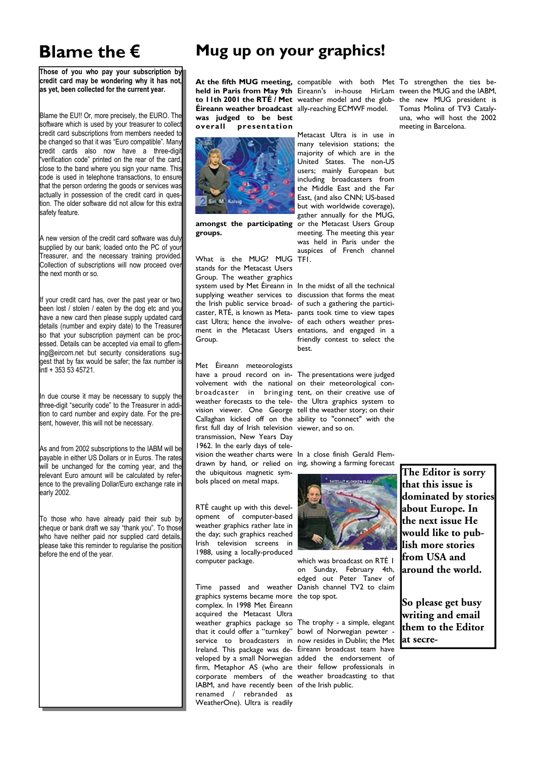# Blame the €

**Those of you who pay your subscription by credit card may be wondering why it has not, as yet, been collected for the current year.**

Blame the EU!! Or, more precisely, the EURO. The software which is used by your treasurer to collect credit card subscriptions from members needed to be changed so that it was "Euro compatible". Many credit cards also now have a three-digit "verification code" printed on the rear of the card, close to the band where you sign your name. This code is used in telephone transactions, to ensure that the person ordering the goods or services was actually in possession of the credit card in question. The older software did not allow for this extra safety feature.

A new version of the credit card software was duly supplied by our bank; loaded onto the PC of your Treasurer, and the necessary training provided. Collection of subscriptions will now proceed over the next month or so.

If your credit card has, over the past year or two, been lost / stolen / eaten by the dog etc and you have a new card then please supply updated card details (number and expiry date) to the Treasurer so that your subscription payment can be processed. Details can be accepted via email to gfleming@eircom.net but security considerations suggest that by fax would be safer; the fax number is intl + 353 53 45721.

In due course it may be necessary to supply the three-digit "security code" to the Treasurer in addition to card number and expiry date. For the present, however, this will not be necessary.

As and from 2002 subscriptions to the IABM will be payable in either US Dollars or in Euros. The rates will be unchanged for the coming year, and the relevant Euro amount will be calculated by reference to the prevailing Dollar/Euro exchange rate in early 2002.

To those who have already paid their sub by cheque or bank draft we say "thank you". To those who have neither paid nor supplied card details, please take this reminder to regularise the position before the end of the year.

# Mug up on your graphics!

**At the fifth MUG meeting, held in Paris from May 9th to 11th 2001 the RTÉ / Met Éireann weather broadcast was judged to be best overall presentation amongst the participating groups.**

What is the MUG? MUG stands for the Metacast Users Group. The weather graphics system used by Met Éireann in supplying weather services to the Irish public service broadcaster, RTÉ, is known as Metacast Ultra; hence the involvement in the Metacast Users Group.

Met Éireann meteorologists have a proud record on involvement with the national broadcaster in bringing weather forecasts to the television viewer. One George Callaghan kicked off on the first full day of Irish television transmission, New Years Day 1962. In the early days of television the weather charts were drawn by hand, or relied on the ubiquitous magnetic symbols placed on metal maps.

RTÉ caught up with this development of computer-based weather graphics rather late in the day; such graphics reached Irish television screens in 1988, using a locally-produced computer package.

Time passed and weather graphics systems became more complex. In 1998 Met Éireann acquired the Metacast Ultra weather graphics package so that it could offer a "turnkey" service to broadcasters in Ireland. This package was developed by a small Norwegian firm, Metaphor AS (who are corporate members of the IABM, and have recently been renamed / rebranded as WeatherOne). Ultra is readily compatible with both Met Eireann's in-house HirLam weather model and the globally-reaching ECMWF model.

Metacast Ultra is in use in many television stations; the majority of which are in the United States. The non-US users; mainly European but including broadcasters from the Middle East and the Far East, (and also CNN; US-based but with worldwide coverage), gather annually for the MUG, or the Metacast Users Group meeting. The meeting this year was held in Paris under the auspices of French channel TF1.

In the midst of all the technical discussion that forms the meat of such a gathering the participants took time to view tapes of each others weather presentations, and engaged in a friendly contest to select the best.

The presentations were judged on their meteorological content, on their creative use of the Ultra graphics system to tell the weather story; on their ability to "connect" with the viewer, and so on.

In a close finish Gerald Fleming, showing a farming forecast which was broadcast on RTÉ 1 on Sunday, February 4th, edged out Peter Tanev of Danish channel TV2 to claim the top spot.

The trophy - a simple, elegant bowl of Norwegian pewter - now resides in Dublin; the Met Éireann broadcast team have added the endorsement of their fellow professionals in weather broadcasting to that of the Irish public.

To strengthen the ties between the MUG and the IABM, the new MUG president is Tomas Molina of TV3 Catalyuna, who will host the 2002 meeting in Barcelona.

**The Editor is sorry that this issue is dominated by stories about Europe. In the next issue He would like to publish more stories from USA and around the world.**

**So please get busy writing and email them to the Editor at secre-**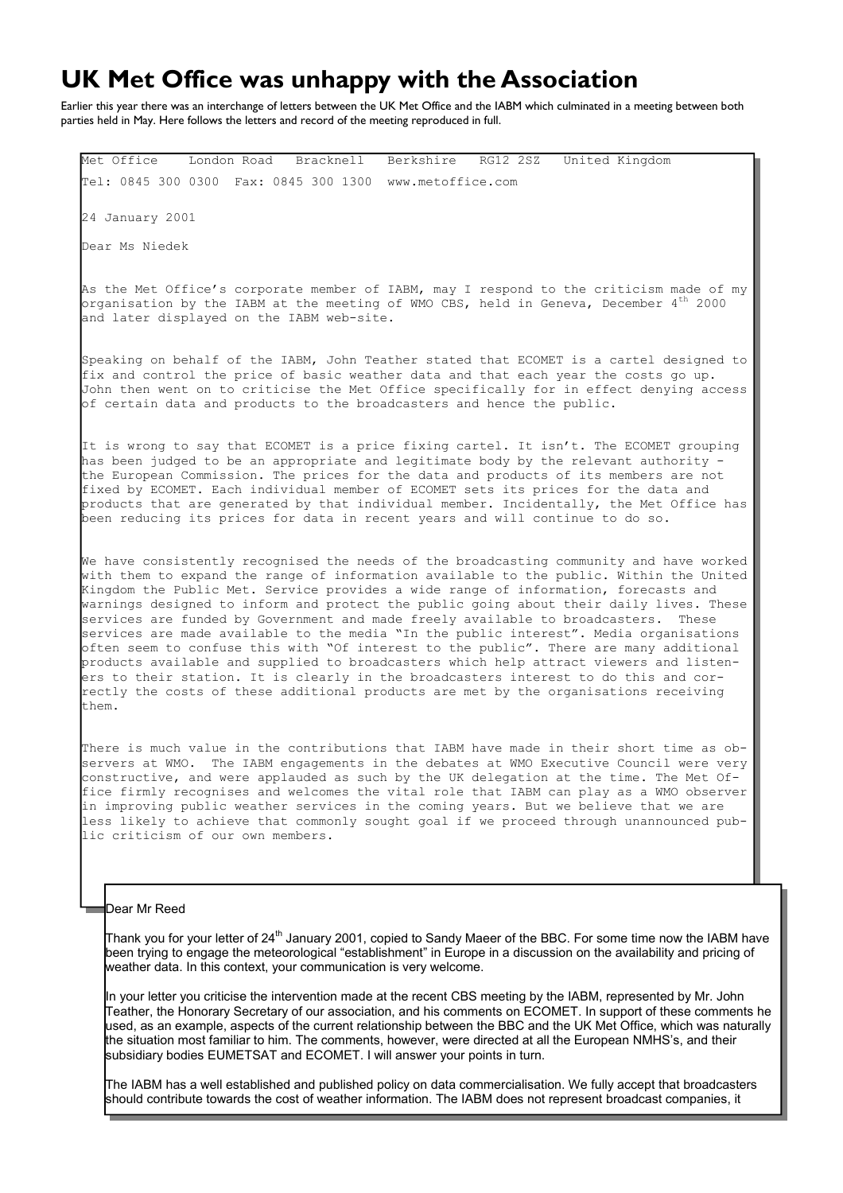# UK Met Office was unhappy with the Association

Earlier this year there was an interchange of letters between the UK Met Office and the IABM which culminated in a meeting between both parties held in May. Here follows the letters and record of the meeting reproduced in full.

Met Office London Road Bracknell Berkshire RG12 2SZ United Kingdom

Tel: 0845 300 0300 Fax: 0845 300 1300 www.metoffice.com

24 January 2001

Dear Ms Niedek

As the Met Office's corporate member of IABM, may I respond to the criticism made of my organisation by the IABM at the meeting of WMO CBS, held in Geneva, December 4th 2000 and later displayed on the IABM web-site.

Speaking on behalf of the IABM, John Teather stated that ECOMET is a cartel designed to fix and control the price of basic weather data and that each year the costs go up. John then went on to criticise the Met Office specifically for in effect denying access of certain data and products to the broadcasters and hence the public.

It is wrong to say that ECOMET is a price fixing cartel. It isn't. The ECOMET grouping has been judged to be an appropriate and legitimate body by the relevant authority - the European Commission. The prices for the data and products of its members are not fixed by ECOMET. Each individual member of ECOMET sets its prices for the data and products that are generated by that individual member. Incidentally, the Met Office has been reducing its prices for data in recent years and will continue to do so.

We have consistently recognised the needs of the broadcasting community and have worked with them to expand the range of information available to the public. Within the United Kingdom the Public Met. Service provides a wide range of information, forecasts and warnings designed to inform and protect the public going about their daily lives. These services are funded by Government and made freely available to broadcasters. These services are made available to the media "In the public interest". Media organisations often seem to confuse this with "Of interest to the public". There are many additional products available and supplied to broadcasters which help attract viewers and listeners to their station. It is clearly in the broadcasters interest to do this and correctly the costs of these additional products are met by the organisations receiving them.

There is much value in the contributions that IABM have made in their short time as observers at WMO. The IABM engagements in the debates at WMO Executive Council were very constructive, and were applauded as such by the UK delegation at the time. The Met Office firmly recognises and welcomes the vital role that IABM can play as a WMO observer in improving public weather services in the coming years. But we believe that we are less likely to achieve that commonly sought goal if we proceed through unannounced public criticism of our own members.

Dear Mr Reed

Thank you for your letter of 24th January 2001, copied to Sandy Maeer of the BBC. For some time now the IABM have been trying to engage the meteorological "establishment" in Europe in a discussion on the availability and pricing of weather data. In this context, your communication is very welcome.

In your letter you criticise the intervention made at the recent CBS meeting by the IABM, represented by Mr. John Teather, the Honorary Secretary of our association, and his comments on ECOMET. In support of these comments he used, as an example, aspects of the current relationship between the BBC and the UK Met Office, which was naturally the situation most familiar to him. The comments, however, were directed at all the European NMHS's, and their subsidiary bodies EUMETSAT and ECOMET. I will answer your points in turn.

The IABM has a well established and published policy on data commercialisation. We fully accept that broadcasters should contribute towards the cost of weather information. The IABM does not represent broadcast companies, it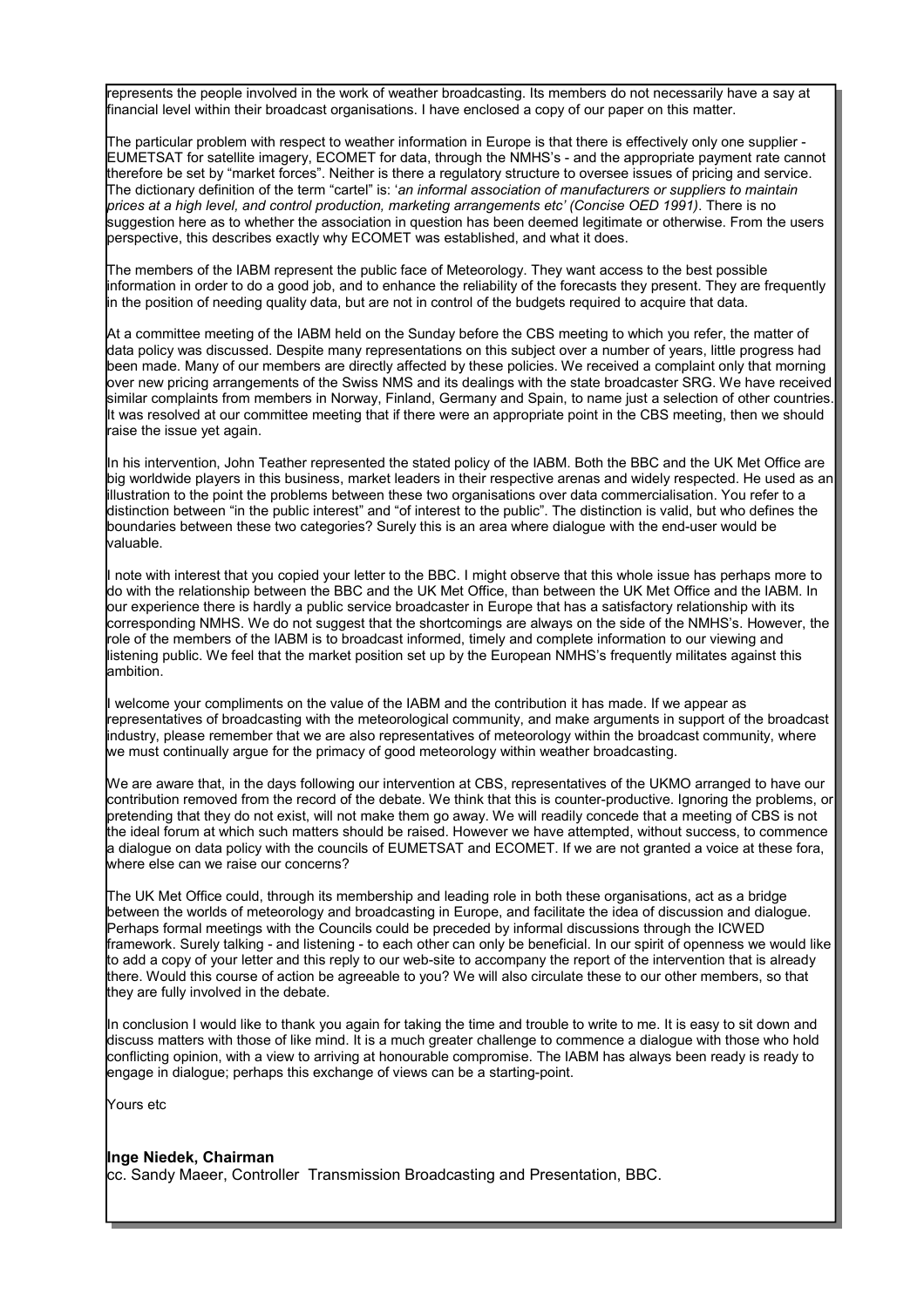represents the people involved in the work of weather broadcasting. Its members do not necessarily have a say at financial level within their broadcast organisations. I have enclosed a copy of our paper on this matter.

The particular problem with respect to weather information in Europe is that there is effectively only one supplier - EUMETSAT for satellite imagery, ECOMET for data, through the NMHS's - and the appropriate payment rate cannot therefore be set by "market forces". Neither is there a regulatory structure to oversee issues of pricing and service. The dictionary definition of the term "cartel" is: '*an informal association of manufacturers or suppliers to maintain prices at a high level, and control production, marketing arrangements etc' (Concise OED 1991)*. There is no suggestion here as to whether the association in question has been deemed legitimate or otherwise. From the users perspective, this describes exactly why ECOMET was established, and what it does.

The members of the IABM represent the public face of Meteorology. They want access to the best possible information in order to do a good job, and to enhance the reliability of the forecasts they present. They are frequently in the position of needing quality data, but are not in control of the budgets required to acquire that data.

At a committee meeting of the IABM held on the Sunday before the CBS meeting to which you refer, the matter of data policy was discussed. Despite many representations on this subject over a number of years, little progress had been made. Many of our members are directly affected by these policies. We received a complaint only that morning over new pricing arrangements of the Swiss NMS and its dealings with the state broadcaster SRG. We have received similar complaints from members in Norway, Finland, Germany and Spain, to name just a selection of other countries. It was resolved at our committee meeting that if there were an appropriate point in the CBS meeting, then we should raise the issue yet again.

In his intervention, John Teather represented the stated policy of the IABM. Both the BBC and the UK Met Office are big worldwide players in this business, market leaders in their respective arenas and widely respected. He used as an illustration to the point the problems between these two organisations over data commercialisation. You refer to a distinction between "in the public interest" and "of interest to the public". The distinction is valid, but who defines the boundaries between these two categories? Surely this is an area where dialogue with the end-user would be valuable.

I note with interest that you copied your letter to the BBC. I might observe that this whole issue has perhaps more to do with the relationship between the BBC and the UK Met Office, than between the UK Met Office and the IABM. In our experience there is hardly a public service broadcaster in Europe that has a satisfactory relationship with its corresponding NMHS. We do not suggest that the shortcomings are always on the side of the NMHS's. However, the role of the members of the IABM is to broadcast informed, timely and complete information to our viewing and listening public. We feel that the market position set up by the European NMHS's frequently militates against this ambition.

I welcome your compliments on the value of the IABM and the contribution it has made. If we appear as representatives of broadcasting with the meteorological community, and make arguments in support of the broadcast industry, please remember that we are also representatives of meteorology within the broadcast community, where we must continually argue for the primacy of good meteorology within weather broadcasting.

We are aware that, in the days following our intervention at CBS, representatives of the UKMO arranged to have our contribution removed from the record of the debate. We think that this is counter-productive. Ignoring the problems, or pretending that they do not exist, will not make them go away. We will readily concede that a meeting of CBS is not the ideal forum at which such matters should be raised. However we have attempted, without success, to commence a dialogue on data policy with the councils of EUMETSAT and ECOMET. If we are not granted a voice at these fora, where else can we raise our concerns?

The UK Met Office could, through its membership and leading role in both these organisations, act as a bridge between the worlds of meteorology and broadcasting in Europe, and facilitate the idea of discussion and dialogue. Perhaps formal meetings with the Councils could be preceded by informal discussions through the ICWED framework. Surely talking - and listening - to each other can only be beneficial. In our spirit of openness we would like to add a copy of your letter and this reply to our web-site to accompany the report of the intervention that is already there. Would this course of action be agreeable to you? We will also circulate these to our other members, so that they are fully involved in the debate.

In conclusion I would like to thank you again for taking the time and trouble to write to me. It is easy to sit down and discuss matters with those of like mind. It is a much greater challenge to commence a dialogue with those who hold conflicting opinion, with a view to arriving at honourable compromise. The IABM has always been ready is ready to engage in dialogue; perhaps this exchange of views can be a starting-point.

Yours etc

**Inge Niedek, Chairman**  
cc. Sandy Maeer, Controller Transmission Broadcasting and Presentation, BBC.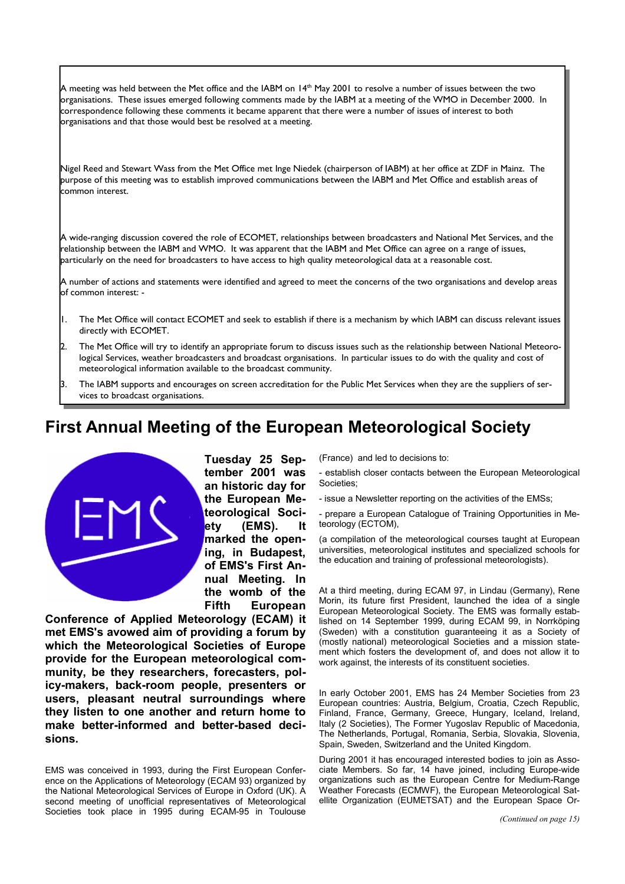A meeting was held between the Met office and the IABM on 14th May 2001 to resolve a number of issues between the two organisations. These issues emerged following comments made by the IABM at a meeting of the WMO in December 2000. In correspondence following these comments it became apparent that there were a number of issues of interest to both organisations and that those would best be resolved at a meeting.

Nigel Reed and Stewart Wass from the Met Office met Inge Niedek (chairperson of IABM) at her office at ZDF in Mainz. The purpose of this meeting was to establish improved communications between the IABM and Met Office and establish areas of common interest.

A wide-ranging discussion covered the role of ECOMET, relationships between broadcasters and National Met Services, and the relationship between the IABM and WMO. It was apparent that the IABM and Met Office can agree on a range of issues, particularly on the need for broadcasters to have access to high quality meteorological data at a reasonable cost.

A number of actions and statements were identified and agreed to meet the concerns of the two organisations and develop areas of common interest: -

1. The Met Office will contact ECOMET and seek to establish if there is a mechanism by which IABM can discuss relevant issues directly with ECOMET.
2. The Met Office will try to identify an appropriate forum to discuss issues such as the relationship between National Meteorological Services, weather broadcasters and broadcast organisations. In particular issues to do with the quality and cost of meteorological information available to the broadcast community.
3. The IABM supports and encourages on screen accreditation for the Public Met Services when they are the suppliers of services to broadcast organisations.

# First Annual Meeting of the European Meteorological Society

**Tuesday 25 September 2001 was an historic day for the European Meteorological Society (EMS). It marked the opening, in Budapest, of EMS's First Annual Meeting. In the womb of the Fifth European Conference of Applied Meteorology (ECAM) it met EMS's avowed aim of providing a forum by which the Meteorological Societies of Europe provide for the European meteorological community, be they researchers, forecasters, policy-makers, back-room people, presenters or users, pleasant neutral surroundings where they listen to one another and return home to make better-informed and better-based decisions.**

EMS was conceived in 1993, during the First European Conference on the Applications of Meteorology (ECAM 93) organized by the National Meteorological Services of Europe in Oxford (UK). A second meeting of unofficial representatives of Meteorological Societies took place in 1995 during ECAM-95 in Toulouse (France) and led to decisions to:

- establish closer contacts between the European Meteorological Societies;
- issue a Newsletter reporting on the activities of the EMSs;
- prepare a European Catalogue of Training Opportunities in Meteorology (ECTOM),

(a compilation of the meteorological courses taught at European universities, meteorological institutes and specialized schools for the education and training of professional meteorologists).

At a third meeting, during ECAM 97, in Lindau (Germany), Rene Morin, its future first President, launched the idea of a single European Meteorological Society. The EMS was formally established on 14 September 1999, during ECAM 99, in Norrköping (Sweden) with a constitution guaranteeing it as a Society of (mostly national) meteorological Societies and a mission statement which fosters the development of, and does not allow it to work against, the interests of its constituent societies.

In early October 2001, EMS has 24 Member Societies from 23 European countries: Austria, Belgium, Croatia, Czech Republic, Finland, France, Germany, Greece, Hungary, Iceland, Ireland, Italy (2 Societies), The Former Yugoslav Republic of Macedonia, The Netherlands, Portugal, Romania, Serbia, Slovakia, Slovenia, Spain, Sweden, Switzerland and the United Kingdom.

During 2001 it has encouraged interested bodies to join as Associate Members. So far, 14 have joined, including Europe-wide organizations such as the European Centre for Medium-Range Weather Forecasts (ECMWF), the European Meteorological Satellite Organization (EUMETSAT) and the European Space Or-

*(Continued on page 15)*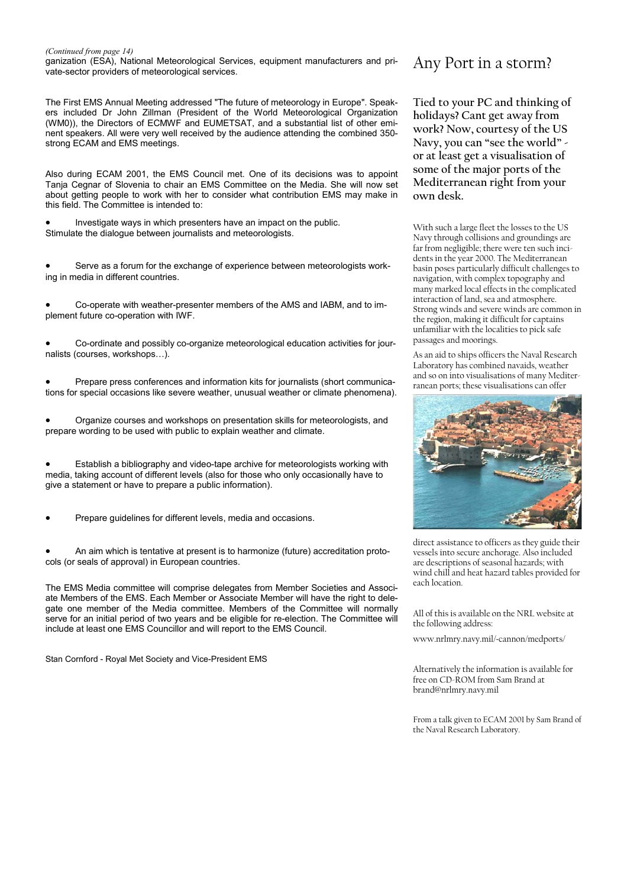*(Continued from page 14)*

ganization (ESA), National Meteorological Services, equipment manufacturers and private-sector providers of meteorological services.

The First EMS Annual Meeting addressed "The future of meteorology in Europe". Speakers included Dr John Zillman (President of the World Meteorological Organization (WM0)), the Directors of ECMWF and EUMETSAT, and a substantial list of other eminent speakers. All were very well received by the audience attending the combined 350-strong ECAM and EMS meetings.

Also during ECAM 2001, the EMS Council met. One of its decisions was to appoint Tanja Cegnar of Slovenia to chair an EMS Committee on the Media. She will now set about getting people to work with her to consider what contribution EMS may make in this field. The Committee is intended to:

- Investigate ways in which presenters have an impact on the public.
Stimulate the dialogue between journalists and meteorologists.
- Serve as a forum for the exchange of experience between meteorologists working in media in different countries.
- Co-operate with weather-presenter members of the AMS and IABM, and to implement future co-operation with IWF.
- Co-ordinate and possibly co-organize meteorological education activities for journalists (courses, workshops…).
- Prepare press conferences and information kits for journalists (short communications for special occasions like severe weather, unusual weather or climate phenomena).
- Organize courses and workshops on presentation skills for meteorologists, and prepare wording to be used with public to explain weather and climate.
- Establish a bibliography and video-tape archive for meteorologists working with media, taking account of different levels (also for those who only occasionally have to give a statement or have to prepare a public information).
- Prepare guidelines for different levels, media and occasions.
- An aim which is tentative at present is to harmonize (future) accreditation protocols (or seals of approval) in European countries.

The EMS Media committee will comprise delegates from Member Societies and Associate Members of the EMS. Each Member or Associate Member will have the right to delegate one member of the Media committee. Members of the Committee will normally serve for an initial period of two years and be eligible for re-election. The Committee will include at least one EMS Councillor and will report to the EMS Council.

Stan Cornford - Royal Met Society and Vice-President EMS

# Any Port in a storm?

**Tied to your PC and thinking of holidays? Cant get away from work? Now, courtesy of the US Navy, you can "see the world" - or at least get a visualisation of some of the major ports of the Mediterranean right from your own desk.**

With such a large fleet the losses to the US Navy through collisions and groundings are far from negligible; there were ten such incidents in the year 2000. The Mediterranean basin poses particularly difficult challenges to navigation, with complex topography and many marked local effects in the complicated interaction of land, sea and atmosphere. Strong winds and severe winds are common in the region, making it difficult for captains unfamiliar with the localities to pick safe passages and moorings.

As an aid to ships officers the Naval Research Laboratory has combined navaids, weather and so on into visualisations of many Mediterranean ports; these visualisations can offer direct assistance to officers as they guide their vessels into secure anchorage. Also included are descriptions of seasonal hazards; with wind chill and heat hazard tables provided for each location.

All of this is available on the NRL website at the following address:

www.nrlmry.navy.mil/~cannon/medports/

Alternatively the information is available for free on CD-ROM from Sam Brand at brand@nrlmry.navy.mil

From a talk given to ECAM 2001 by Sam Brand of the Naval Research Laboratory.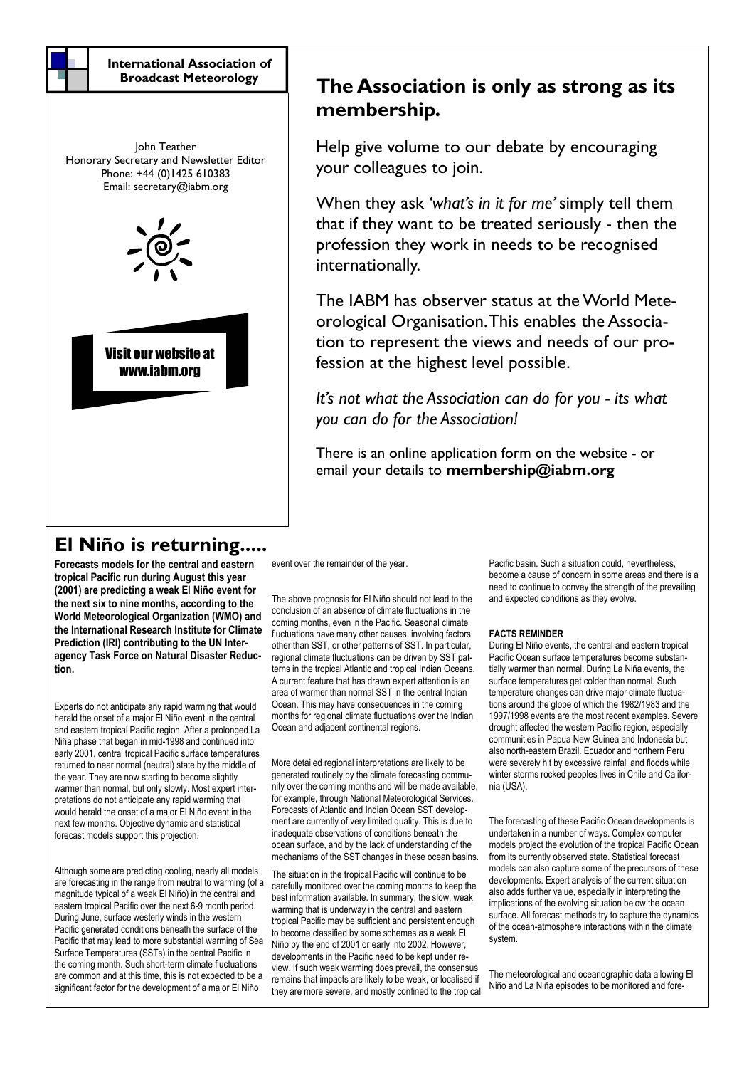**International Association of Broadcast Meteorology**

John Teather
Honorary Secretary and Newsletter Editor
Phone: +44 (0)1425 610383
Email: secretary@iabm.org

Visit our website at www.iabm.org

## The Association is only as strong as its membership.

Help give volume to our debate by encouraging your colleagues to join.

When they ask *'what's in it for me'* simply tell them that if they want to be treated seriously - then the profession they work in needs to be recognised internationally.

The IABM has observer status at the World Meteorological Organisation. This enables the Association to represent the views and needs of our profession at the highest level possible.

*It's not what the Association can do for you - its what you can do for the Association!*

There is an online application form on the website - or email your details to **membership@iabm.org**

## El Niño is returning.....

**Forecasts models for the central and eastern tropical Pacific run during August this year (2001) are predicting a weak El Niño event for the next six to nine months, according to the World Meteorological Organization (WMO) and the International Research Institute for Climate Prediction (IRI) contributing to the UN Inter-agency Task Force on Natural Disaster Reduction.**

Experts do not anticipate any rapid warming that would herald the onset of a major El Niño event in the central and eastern tropical Pacific region. After a prolonged La Niña phase that began in mid-1998 and continued into early 2001, central tropical Pacific surface temperatures returned to near normal (neutral) state by the middle of the year. They are now starting to become slightly warmer than normal, but only slowly. Most expert interpretations do not anticipate any rapid warming that would herald the onset of a major El Niño event in the next few months. Objective dynamic and statistical forecast models support this projection.

Although some are predicting cooling, nearly all models are forecasting in the range from neutral to warming (of a magnitude typical of a weak El Niño) in the central and eastern tropical Pacific over the next 6-9 month period. During June, surface westerly winds in the western Pacific generated conditions beneath the surface of the Pacific that may lead to more substantial warming of Sea Surface Temperatures (SSTs) in the central Pacific in the coming month. Such short-term climate fluctuations are common and at this time, this is not expected to be a significant factor for the development of a major El Niño event over the remainder of the year.

The above prognosis for El Niño should not lead to the conclusion of an absence of climate fluctuations in the coming months, even in the Pacific. Seasonal climate fluctuations have many other causes, involving factors other than SST, or other patterns of SST. In particular, regional climate fluctuations can be driven by SST patterns in the tropical Atlantic and tropical Indian Oceans. A current feature that has drawn expert attention is an area of warmer than normal SST in the central Indian Ocean. This may have consequences in the coming months for regional climate fluctuations over the Indian Ocean and adjacent continental regions.

More detailed regional interpretations are likely to be generated routinely by the climate forecasting community over the coming months and will be made available, for example, through National Meteorological Services. Forecasts of Atlantic and Indian Ocean SST development are currently of very limited quality. This is due to inadequate observations of conditions beneath the ocean surface, and by the lack of understanding of the mechanisms of the SST changes in these ocean basins.

The situation in the tropical Pacific will continue to be carefully monitored over the coming months to keep the best information available. In summary, the slow, weak warming that is underway in the central and eastern tropical Pacific may be sufficient and persistent enough to become classified by some schemes as a weak El Niño by the end of 2001 or early into 2002. However, developments in the Pacific need to be kept under review. If such weak warming does prevail, the consensus remains that impacts are likely to be weak, or localised if they are more severe, and mostly confined to the tropical Pacific basin. Such a situation could, nevertheless, become a cause of concern in some areas and there is a need to continue to convey the strength of the prevailing and expected conditions as they evolve.

**FACTS REMINDER**

During El Niño events, the central and eastern tropical Pacific Ocean surface temperatures become substantially warmer than normal. During La Niña events, the surface temperatures get colder than normal. Such temperature changes can drive major climate fluctuations around the globe of which the 1982/1983 and the 1997/1998 events are the most recent examples. Severe drought affected the western Pacific region, especially communities in Papua New Guinea and Indonesia but also north-eastern Brazil. Ecuador and northern Peru were severely hit by excessive rainfall and floods while winter storms rocked peoples lives in Chile and California (USA).

The forecasting of these Pacific Ocean developments is undertaken in a number of ways. Complex computer models project the evolution of the tropical Pacific Ocean from its currently observed state. Statistical forecast models can also capture some of the precursors of these developments. Expert analysis of the current situation also adds further value, especially in interpreting the implications of the evolving situation below the ocean surface. All forecast methods try to capture the dynamics of the ocean-atmosphere interactions within the climate system.

The meteorological and oceanographic data allowing El Niño and La Niña episodes to be monitored and fore-